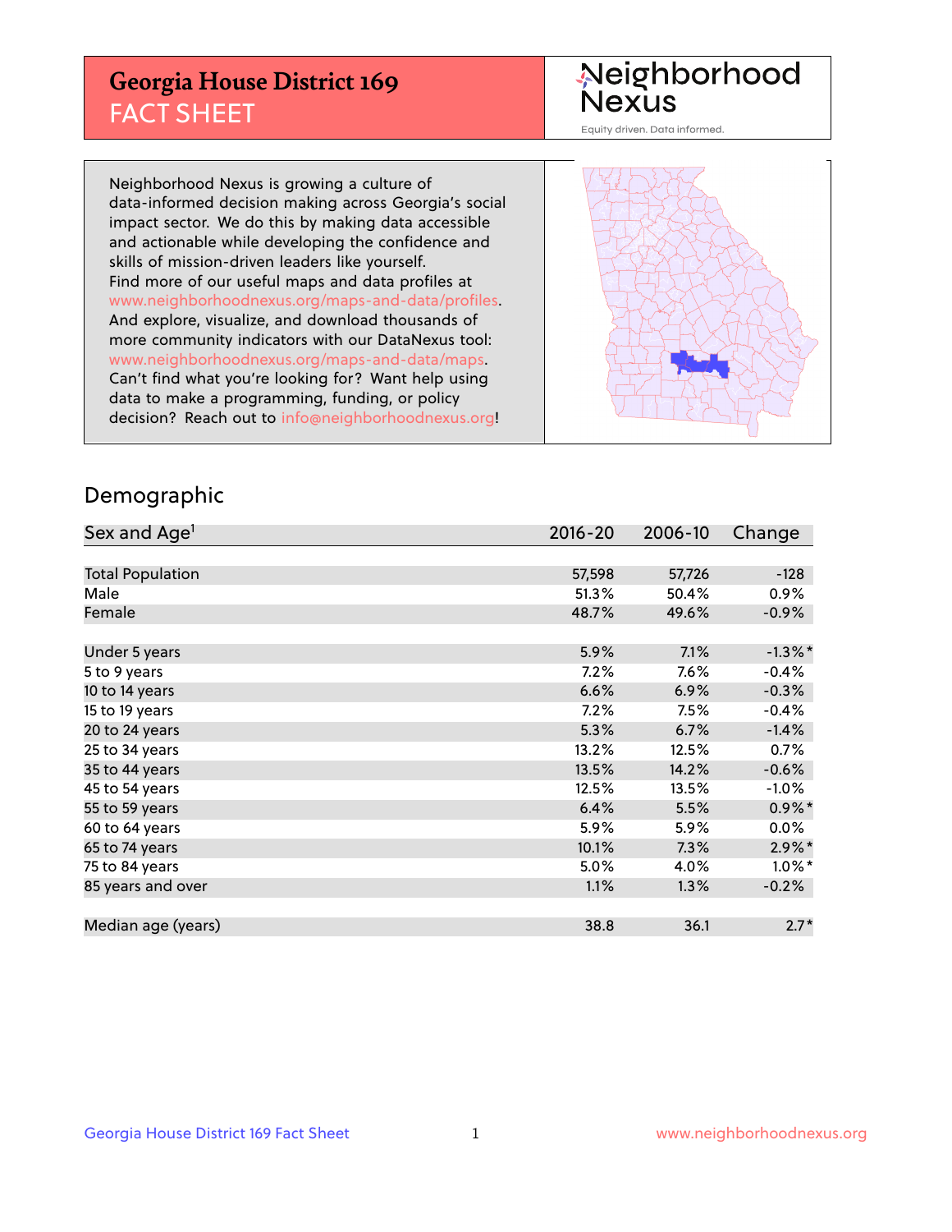# Georgia House District 169 FACT SHEET

Neighborhood Nexus

Equity driven. Data informed.

Neighborhood Nexus is growing a culture of data-informed decision making across Georgia's social impact sector. We do this by making data accessible and actionable while developing the confidence and skills of mission-driven leaders like yourself. Find more of our useful maps and data profiles at www.neighborhoodnexus.org/maps-and-data/profiles. And explore, visualize, and download thousands of more community indicators with our DataNexus tool: www.neighborhoodnexus.org/maps-and-data/maps. Can't find what you're looking for? Want help using data to make a programming, funding, or policy decision? Reach out to info@neighborhoodnexus.org!

## Demographic

| Sex and Age[1] | 2016-20 | 2006-10 | Change |
|---|---|---|---|
| Total Population | 57,598 | 57,726 | -128 |
| Male | 51.3% | 50.4% | 0.9% |
| Female | 48.7% | 49.6% | -0.9% |
| | | | |
| Under 5 years | 5.9% | 7.1% | -1.3%* |
| 5 to 9 years | 7.2% | 7.6% | -0.4% |
| 10 to 14 years | 6.6% | 6.9% | -0.3% |
| 15 to 19 years | 7.2% | 7.5% | -0.4% |
| 20 to 24 years | 5.3% | 6.7% | -1.4% |
| 25 to 34 years | 13.2% | 12.5% | 0.7% |
| 35 to 44 years | 13.5% | 14.2% | -0.6% |
| 45 to 54 years | 12.5% | 13.5% | -1.0% |
| 55 to 59 years | 6.4% | 5.5% | 0.9%* |
| 60 to 64 years | 5.9% | 5.9% | 0.0% |
| 65 to 74 years | 10.1% | 7.3% | 2.9%* |
| 75 to 84 years | 5.0% | 4.0% | 1.0%* |
| 85 years and over | 1.1% | 1.3% | -0.2% |
| | | | |
| Median age (years) | 38.8 | 36.1 | 2.7* |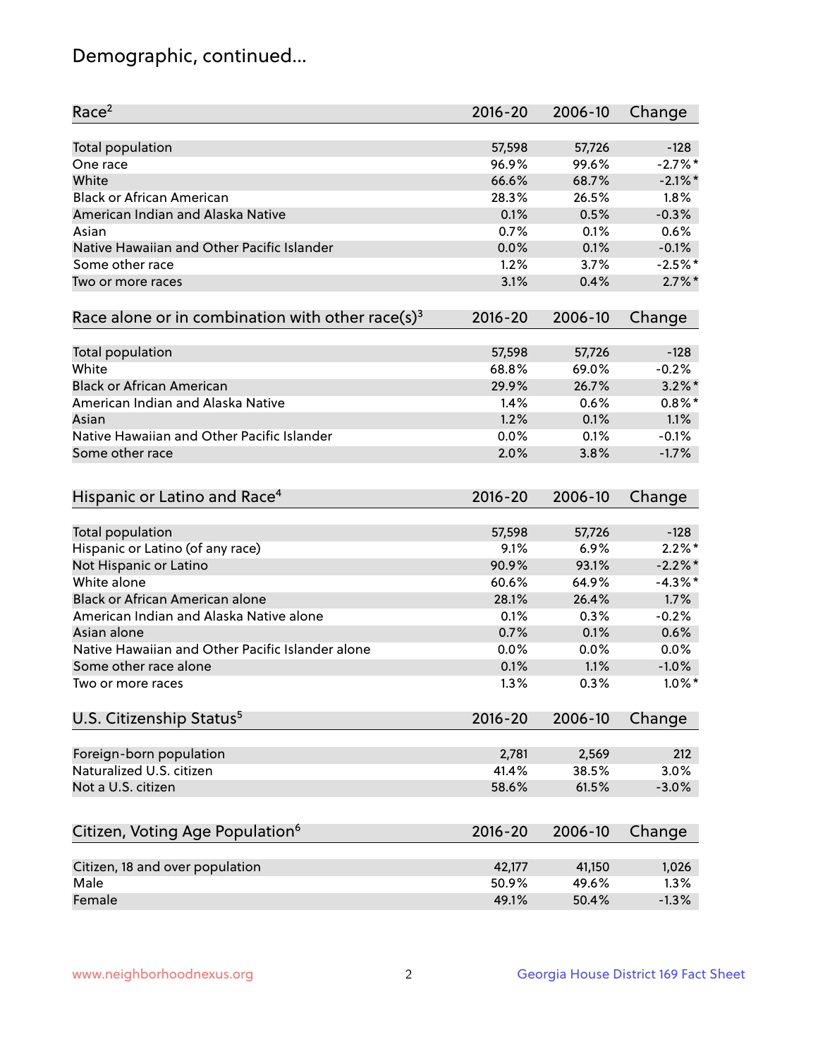## Demographic, continued...

| Race[2] | 2016-20 | 2006-10 | Change |
|---|---|---|---|
| Total population | 57,598 | 57,726 | -128 |
| One race | 96.9% | 99.6% | -2.7%* |
| White | 66.6% | 68.7% | -2.1%* |
| Black or African American | 28.3% | 26.5% | 1.8% |
| American Indian and Alaska Native | 0.1% | 0.5% | -0.3% |
| Asian | 0.7% | 0.1% | 0.6% |
| Native Hawaiian and Other Pacific Islander | 0.0% | 0.1% | -0.1% |
| Some other race | 1.2% | 3.7% | -2.5%* |
| Two or more races | 3.1% | 0.4% | 2.7%* |

| Race alone or in combination with other race(s)[3] | 2016-20 | 2006-10 | Change |
|---|---|---|---|
| Total population | 57,598 | 57,726 | -128 |
| White | 68.8% | 69.0% | -0.2% |
| Black or African American | 29.9% | 26.7% | 3.2%* |
| American Indian and Alaska Native | 1.4% | 0.6% | 0.8%* |
| Asian | 1.2% | 0.1% | 1.1% |
| Native Hawaiian and Other Pacific Islander | 0.0% | 0.1% | -0.1% |
| Some other race | 2.0% | 3.8% | -1.7% |

| Hispanic or Latino and Race[4] | 2016-20 | 2006-10 | Change |
|---|---|---|---|
| Total population | 57,598 | 57,726 | -128 |
| Hispanic or Latino (of any race) | 9.1% | 6.9% | 2.2%* |
| Not Hispanic or Latino | 90.9% | 93.1% | -2.2%* |
| White alone | 60.6% | 64.9% | -4.3%* |
| Black or African American alone | 28.1% | 26.4% | 1.7% |
| American Indian and Alaska Native alone | 0.1% | 0.3% | -0.2% |
| Asian alone | 0.7% | 0.1% | 0.6% |
| Native Hawaiian and Other Pacific Islander alone | 0.0% | 0.0% | 0.0% |
| Some other race alone | 0.1% | 1.1% | -1.0% |
| Two or more races | 1.3% | 0.3% | 1.0%* |

| U.S. Citizenship Status[5] | 2016-20 | 2006-10 | Change |
|---|---|---|---|
| Foreign-born population | 2,781 | 2,569 | 212 |
| Naturalized U.S. citizen | 41.4% | 38.5% | 3.0% |
| Not a U.S. citizen | 58.6% | 61.5% | -3.0% |

| Citizen, Voting Age Population[6] | 2016-20 | 2006-10 | Change |
|---|---|---|---|
| Citizen, 18 and over population | 42,177 | 41,150 | 1,026 |
| Male | 50.9% | 49.6% | 1.3% |
| Female | 49.1% | 50.4% | -1.3% |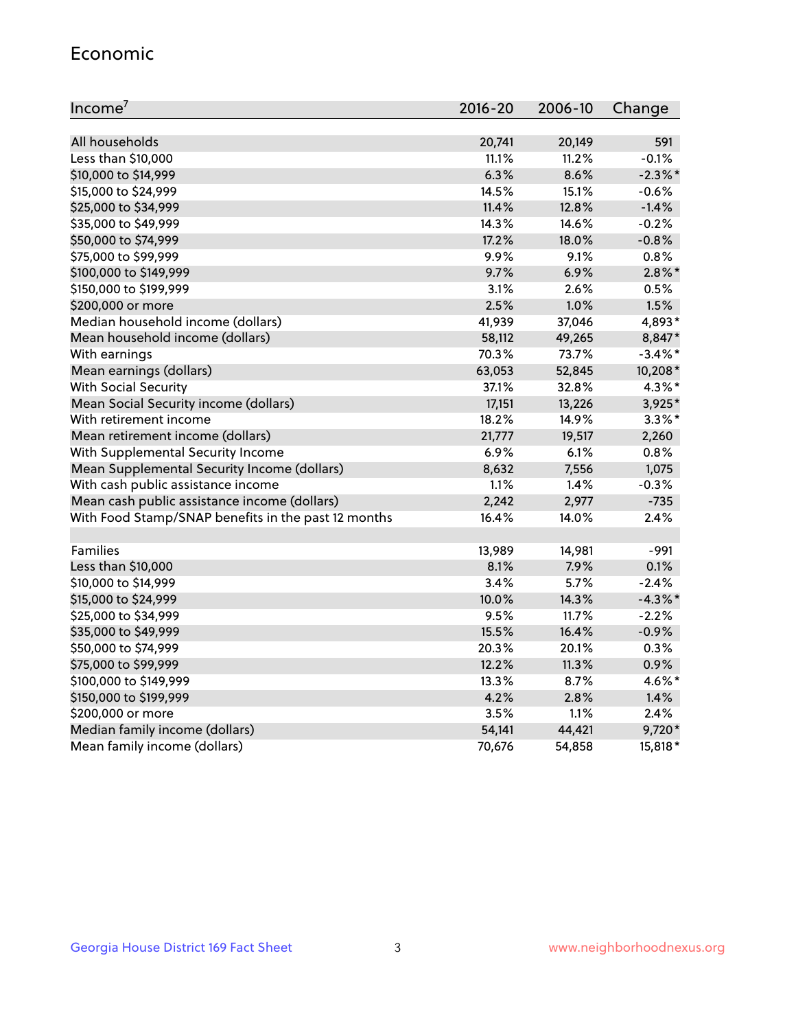## Economic

| Income[7] | 2016-20 | 2006-10 | Change |
|---|---|---|---|
| All households | 20,741 | 20,149 | 591 |
| Less than $10,000 | 11.1% | 11.2% | -0.1% |
| $10,000 to $14,999 | 6.3% | 8.6% | -2.3%* |
| $15,000 to $24,999 | 14.5% | 15.1% | -0.6% |
| $25,000 to $34,999 | 11.4% | 12.8% | -1.4% |
| $35,000 to $49,999 | 14.3% | 14.6% | -0.2% |
| $50,000 to $74,999 | 17.2% | 18.0% | -0.8% |
| $75,000 to $99,999 | 9.9% | 9.1% | 0.8% |
| $100,000 to $149,999 | 9.7% | 6.9% | 2.8%* |
| $150,000 to $199,999 | 3.1% | 2.6% | 0.5% |
| $200,000 or more | 2.5% | 1.0% | 1.5% |
| Median household income (dollars) | 41,939 | 37,046 | 4,893* |
| Mean household income (dollars) | 58,112 | 49,265 | 8,847* |
| With earnings | 70.3% | 73.7% | -3.4%* |
| Mean earnings (dollars) | 63,053 | 52,845 | 10,208* |
| With Social Security | 37.1% | 32.8% | 4.3%* |
| Mean Social Security income (dollars) | 17,151 | 13,226 | 3,925* |
| With retirement income | 18.2% | 14.9% | 3.3%* |
| Mean retirement income (dollars) | 21,777 | 19,517 | 2,260 |
| With Supplemental Security Income | 6.9% | 6.1% | 0.8% |
| Mean Supplemental Security Income (dollars) | 8,632 | 7,556 | 1,075 |
| With cash public assistance income | 1.1% | 1.4% | -0.3% |
| Mean cash public assistance income (dollars) | 2,242 | 2,977 | -735 |
| With Food Stamp/SNAP benefits in the past 12 months | 16.4% | 14.0% | 2.4% |
| | | | |
| Families | 13,989 | 14,981 | -991 |
| Less than $10,000 | 8.1% | 7.9% | 0.1% |
| $10,000 to $14,999 | 3.4% | 5.7% | -2.4% |
| $15,000 to $24,999 | 10.0% | 14.3% | -4.3%* |
| $25,000 to $34,999 | 9.5% | 11.7% | -2.2% |
| $35,000 to $49,999 | 15.5% | 16.4% | -0.9% |
| $50,000 to $74,999 | 20.3% | 20.1% | 0.3% |
| $75,000 to $99,999 | 12.2% | 11.3% | 0.9% |
| $100,000 to $149,999 | 13.3% | 8.7% | 4.6%* |
| $150,000 to $199,999 | 4.2% | 2.8% | 1.4% |
| $200,000 or more | 3.5% | 1.1% | 2.4% |
| Median family income (dollars) | 54,141 | 44,421 | 9,720* |
| Mean family income (dollars) | 70,676 | 54,858 | 15,818* |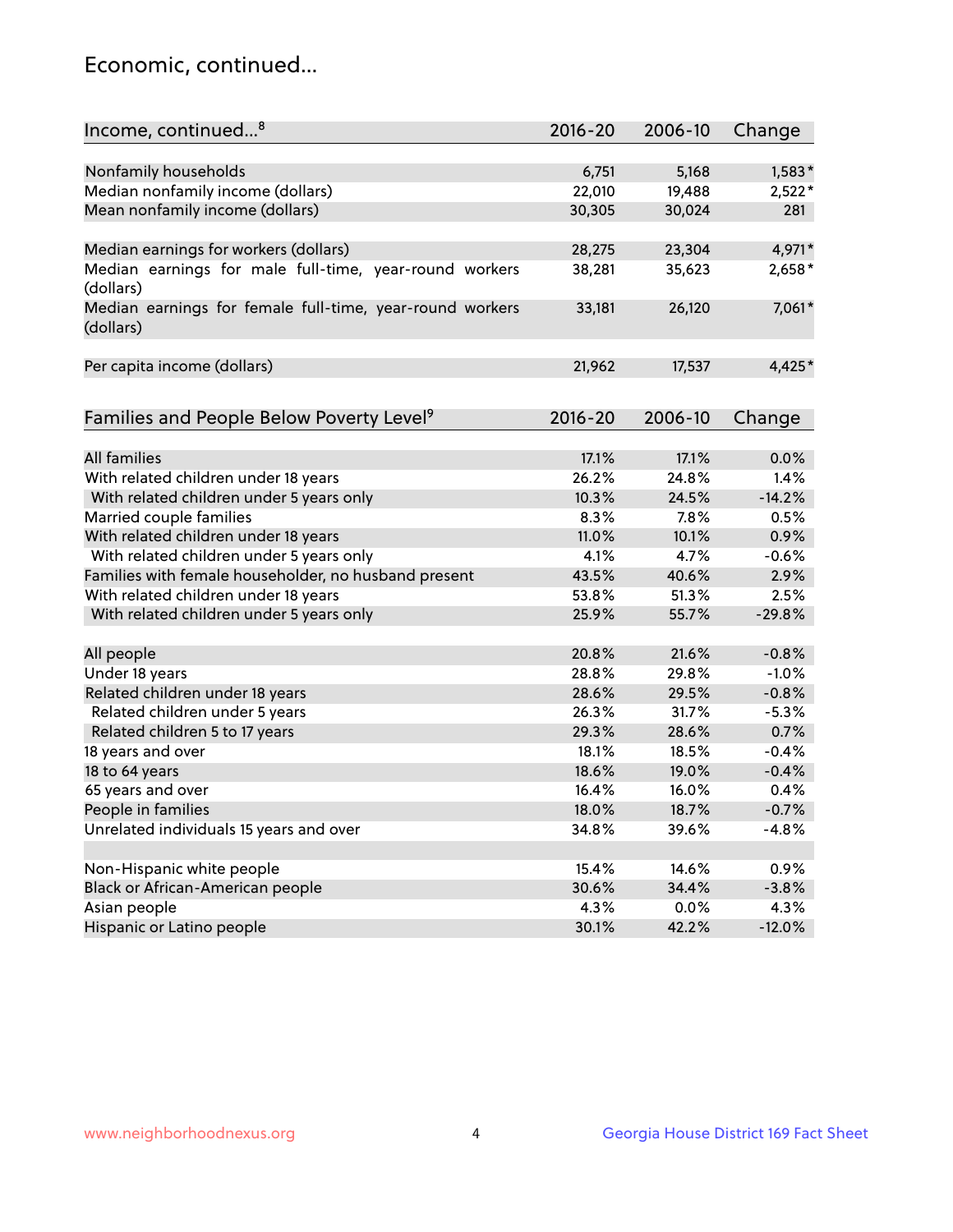## Economic, continued...

| Income, continued...[8] | 2016-20 | 2006-10 | Change |
|---|---|---|---|
| Nonfamily households | 6,751 | 5,168 | 1,583* |
| Median nonfamily income (dollars) | 22,010 | 19,488 | 2,522* |
| Mean nonfamily income (dollars) | 30,305 | 30,024 | 281 |
| Median earnings for workers (dollars) | 28,275 | 23,304 | 4,971* |
| Median earnings for male full-time, year-round workers (dollars) | 38,281 | 35,623 | 2,658* |
| Median earnings for female full-time, year-round workers (dollars) | 33,181 | 26,120 | 7,061* |
| Per capita income (dollars) | 21,962 | 17,537 | 4,425* |

| Families and People Below Poverty Level[9] | 2016-20 | 2006-10 | Change |
|---|---|---|---|
| All families | 17.1% | 17.1% | 0.0% |
| With related children under 18 years | 26.2% | 24.8% | 1.4% |
| With related children under 5 years only | 10.3% | 24.5% | -14.2% |
| Married couple families | 8.3% | 7.8% | 0.5% |
| With related children under 18 years | 11.0% | 10.1% | 0.9% |
| With related children under 5 years only | 4.1% | 4.7% | -0.6% |
| Families with female householder, no husband present | 43.5% | 40.6% | 2.9% |
| With related children under 18 years | 53.8% | 51.3% | 2.5% |
| With related children under 5 years only | 25.9% | 55.7% | -29.8% |
| All people | 20.8% | 21.6% | -0.8% |
| Under 18 years | 28.8% | 29.8% | -1.0% |
| Related children under 18 years | 28.6% | 29.5% | -0.8% |
| Related children under 5 years | 26.3% | 31.7% | -5.3% |
| Related children 5 to 17 years | 29.3% | 28.6% | 0.7% |
| 18 years and over | 18.1% | 18.5% | -0.4% |
| 18 to 64 years | 18.6% | 19.0% | -0.4% |
| 65 years and over | 16.4% | 16.0% | 0.4% |
| People in families | 18.0% | 18.7% | -0.7% |
| Unrelated individuals 15 years and over | 34.8% | 39.6% | -4.8% |
| Non-Hispanic white people | 15.4% | 14.6% | 0.9% |
| Black or African-American people | 30.6% | 34.4% | -3.8% |
| Asian people | 4.3% | 0.0% | 4.3% |
| Hispanic or Latino people | 30.1% | 42.2% | -12.0% |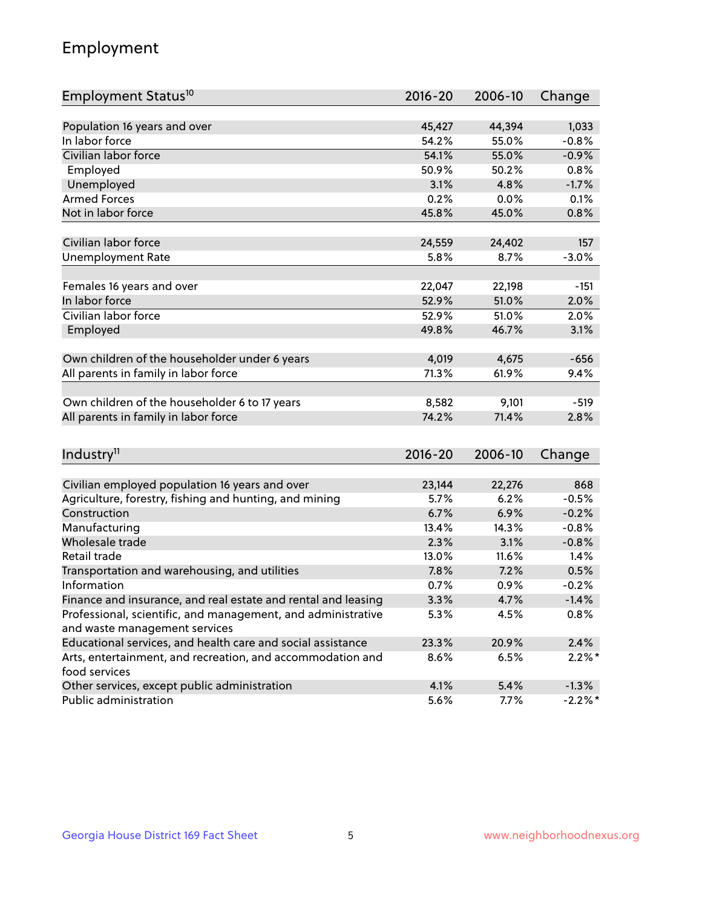## Employment

| Employment Status[10] | 2016-20 | 2006-10 | Change |
|---|---|---|---|
| Population 16 years and over | 45,427 | 44,394 | 1,033 |
| In labor force | 54.2% | 55.0% | -0.8% |
| Civilian labor force | 54.1% | 55.0% | -0.9% |
| Employed | 50.9% | 50.2% | 0.8% |
| Unemployed | 3.1% | 4.8% | -1.7% |
| Armed Forces | 0.2% | 0.0% | 0.1% |
| Not in labor force | 45.8% | 45.0% | 0.8% |
| | | | |
| Civilian labor force | 24,559 | 24,402 | 157 |
| Unemployment Rate | 5.8% | 8.7% | -3.0% |
| | | | |
| Females 16 years and over | 22,047 | 22,198 | -151 |
| In labor force | 52.9% | 51.0% | 2.0% |
| Civilian labor force | 52.9% | 51.0% | 2.0% |
| Employed | 49.8% | 46.7% | 3.1% |
| | | | |
| Own children of the householder under 6 years | 4,019 | 4,675 | -656 |
| All parents in family in labor force | 71.3% | 61.9% | 9.4% |
| | | | |
| Own children of the householder 6 to 17 years | 8,582 | 9,101 | -519 |
| All parents in family in labor force | 74.2% | 71.4% | 2.8% |

| Industry[11] | 2016-20 | 2006-10 | Change |
|---|---|---|---|
| Civilian employed population 16 years and over | 23,144 | 22,276 | 868 |
| Agriculture, forestry, fishing and hunting, and mining | 5.7% | 6.2% | -0.5% |
| Construction | 6.7% | 6.9% | -0.2% |
| Manufacturing | 13.4% | 14.3% | -0.8% |
| Wholesale trade | 2.3% | 3.1% | -0.8% |
| Retail trade | 13.0% | 11.6% | 1.4% |
| Transportation and warehousing, and utilities | 7.8% | 7.2% | 0.5% |
| Information | 0.7% | 0.9% | -0.2% |
| Finance and insurance, and real estate and rental and leasing | 3.3% | 4.7% | -1.4% |
| Professional, scientific, and management, and administrative and waste management services | 5.3% | 4.5% | 0.8% |
| Educational services, and health care and social assistance | 23.3% | 20.9% | 2.4% |
| Arts, entertainment, and recreation, and accommodation and food services | 8.6% | 6.5% | 2.2%* |
| Other services, except public administration | 4.1% | 5.4% | -1.3% |
| Public administration | 5.6% | 7.7% | -2.2%* |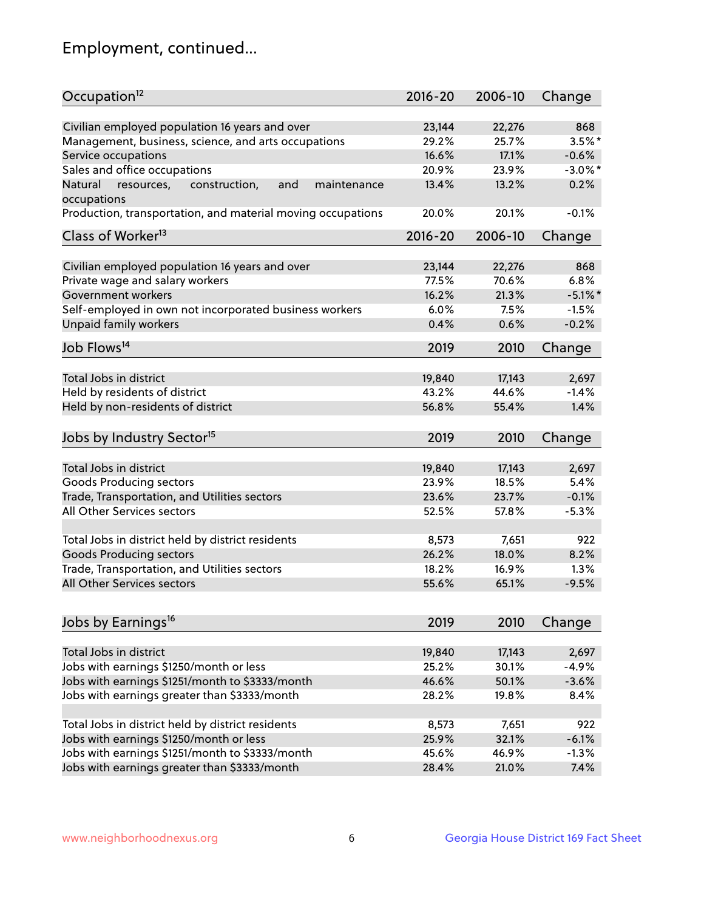# Employment, continued...

| Occupation[12] | 2016-20 | 2006-10 | Change |
|---|---|---|---|
| Civilian employed population 16 years and over | 23,144 | 22,276 | 868 |
| Management, business, science, and arts occupations | 29.2% | 25.7% | 3.5%* |
| Service occupations | 16.6% | 17.1% | -0.6% |
| Sales and office occupations | 20.9% | 23.9% | -3.0%* |
| Natural resources, construction, and maintenance occupations | 13.4% | 13.2% | 0.2% |
| Production, transportation, and material moving occupations | 20.0% | 20.1% | -0.1% |

| Class of Worker[13] | 2016-20 | 2006-10 | Change |
|---|---|---|---|
| Civilian employed population 16 years and over | 23,144 | 22,276 | 868 |
| Private wage and salary workers | 77.5% | 70.6% | 6.8% |
| Government workers | 16.2% | 21.3% | -5.1%* |
| Self-employed in own not incorporated business workers | 6.0% | 7.5% | -1.5% |
| Unpaid family workers | 0.4% | 0.6% | -0.2% |

| Job Flows[14] | 2019 | 2010 | Change |
|---|---|---|---|
| Total Jobs in district | 19,840 | 17,143 | 2,697 |
| Held by residents of district | 43.2% | 44.6% | -1.4% |
| Held by non-residents of district | 56.8% | 55.4% | 1.4% |

| Jobs by Industry Sector[15] | 2019 | 2010 | Change |
|---|---|---|---|
| Total Jobs in district | 19,840 | 17,143 | 2,697 |
| Goods Producing sectors | 23.9% | 18.5% | 5.4% |
| Trade, Transportation, and Utilities sectors | 23.6% | 23.7% | -0.1% |
| All Other Services sectors | 52.5% | 57.8% | -5.3% |
| | | | |
| Total Jobs in district held by district residents | 8,573 | 7,651 | 922 |
| Goods Producing sectors | 26.2% | 18.0% | 8.2% |
| Trade, Transportation, and Utilities sectors | 18.2% | 16.9% | 1.3% |
| All Other Services sectors | 55.6% | 65.1% | -9.5% |

| Jobs by Earnings[16] | 2019 | 2010 | Change |
|---|---|---|---|
| Total Jobs in district | 19,840 | 17,143 | 2,697 |
| Jobs with earnings $1250/month or less | 25.2% | 30.1% | -4.9% |
| Jobs with earnings $1251/month to $3333/month | 46.6% | 50.1% | -3.6% |
| Jobs with earnings greater than $3333/month | 28.2% | 19.8% | 8.4% |
| | | | |
| Total Jobs in district held by district residents | 8,573 | 7,651 | 922 |
| Jobs with earnings $1250/month or less | 25.9% | 32.1% | -6.1% |
| Jobs with earnings $1251/month to $3333/month | 45.6% | 46.9% | -1.3% |
| Jobs with earnings greater than $3333/month | 28.4% | 21.0% | 7.4% |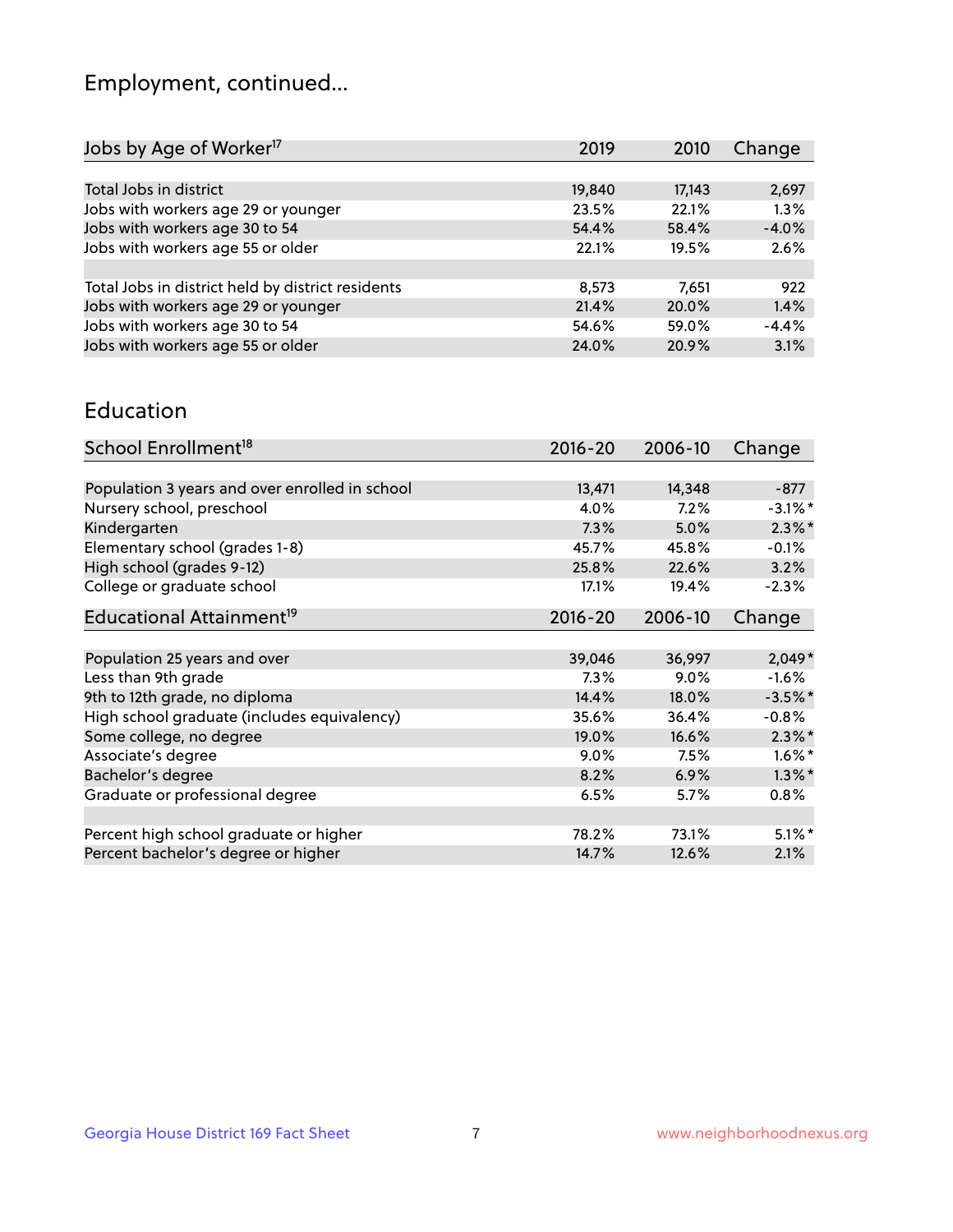# Employment, continued...

| Jobs by Age of Worker[17] | 2019 | 2010 | Change |
|---|---|---|---|
| Total Jobs in district | 19,840 | 17,143 | 2,697 |
| Jobs with workers age 29 or younger | 23.5% | 22.1% | 1.3% |
| Jobs with workers age 30 to 54 | 54.4% | 58.4% | -4.0% |
| Jobs with workers age 55 or older | 22.1% | 19.5% | 2.6% |
| | | | |
| Total Jobs in district held by district residents | 8,573 | 7,651 | 922 |
| Jobs with workers age 29 or younger | 21.4% | 20.0% | 1.4% |
| Jobs with workers age 30 to 54 | 54.6% | 59.0% | -4.4% |
| Jobs with workers age 55 or older | 24.0% | 20.9% | 3.1% |

## Education

| School Enrollment[18] | 2016-20 | 2006-10 | Change |
|---|---|---|---|
| Population 3 years and over enrolled in school | 13,471 | 14,348 | -877 |
| Nursery school, preschool | 4.0% | 7.2% | -3.1%* |
| Kindergarten | 7.3% | 5.0% | 2.3%* |
| Elementary school (grades 1-8) | 45.7% | 45.8% | -0.1% |
| High school (grades 9-12) | 25.8% | 22.6% | 3.2% |
| College or graduate school | 17.1% | 19.4% | -2.3% |

| Educational Attainment[19] | 2016-20 | 2006-10 | Change |
|---|---|---|---|
| Population 25 years and over | 39,046 | 36,997 | 2,049* |
| Less than 9th grade | 7.3% | 9.0% | -1.6% |
| 9th to 12th grade, no diploma | 14.4% | 18.0% | -3.5%* |
| High school graduate (includes equivalency) | 35.6% | 36.4% | -0.8% |
| Some college, no degree | 19.0% | 16.6% | 2.3%* |
| Associate's degree | 9.0% | 7.5% | 1.6%* |
| Bachelor's degree | 8.2% | 6.9% | 1.3%* |
| Graduate or professional degree | 6.5% | 5.7% | 0.8% |
| | | | |
| Percent high school graduate or higher | 78.2% | 73.1% | 5.1%* |
| Percent bachelor's degree or higher | 14.7% | 12.6% | 2.1% |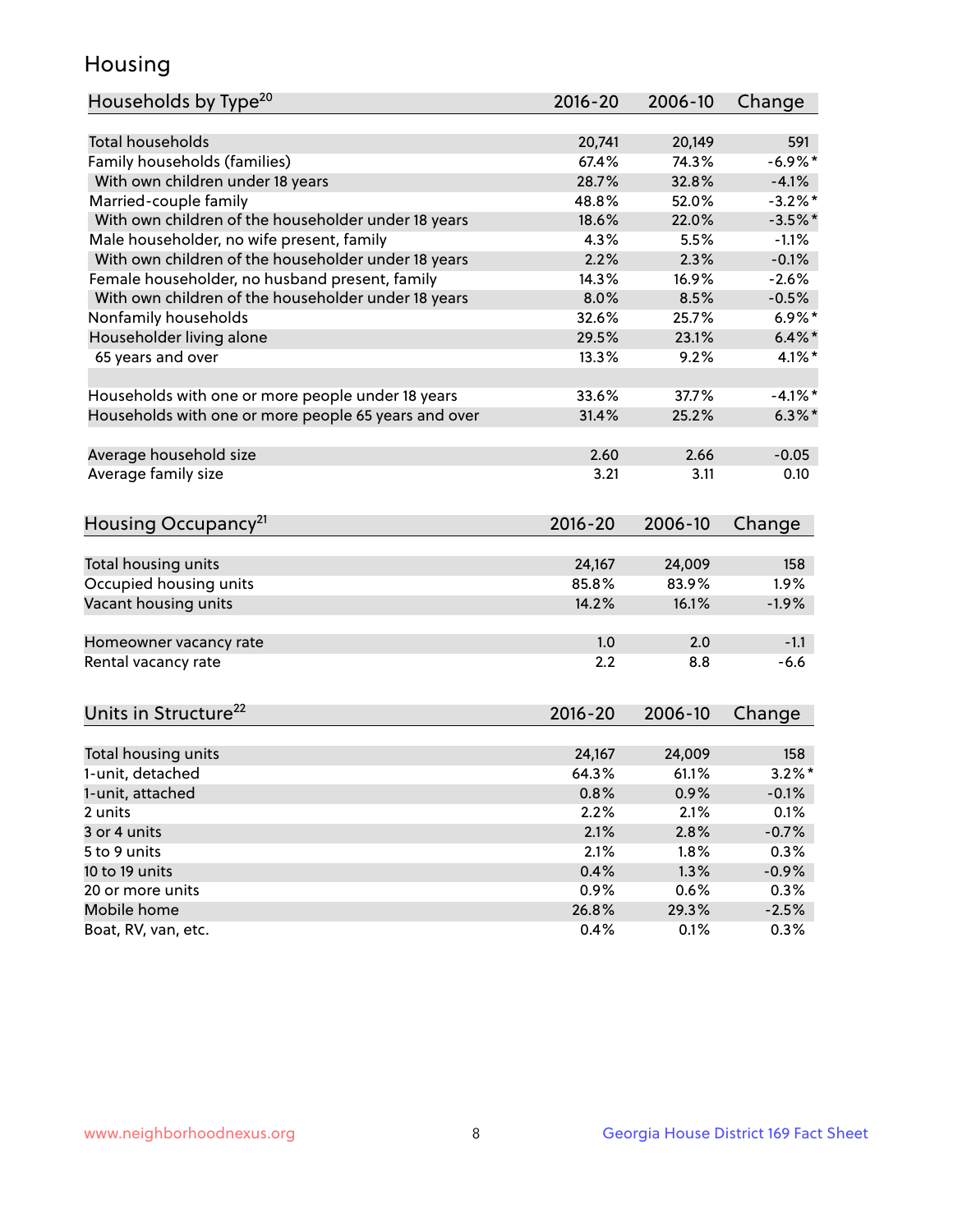# Housing

| Households by Type[20] | 2016-20 | 2006-10 | Change |
|---|---|---|---|
| Total households | 20,741 | 20,149 | 591 |
| Family households (families) | 67.4% | 74.3% | -6.9%* |
| With own children under 18 years | 28.7% | 32.8% | -4.1% |
| Married-couple family | 48.8% | 52.0% | -3.2%* |
| With own children of the householder under 18 years | 18.6% | 22.0% | -3.5%* |
| Male householder, no wife present, family | 4.3% | 5.5% | -1.1% |
| With own children of the householder under 18 years | 2.2% | 2.3% | -0.1% |
| Female householder, no husband present, family | 14.3% | 16.9% | -2.6% |
| With own children of the householder under 18 years | 8.0% | 8.5% | -0.5% |
| Nonfamily households | 32.6% | 25.7% | 6.9%* |
| Householder living alone | 29.5% | 23.1% | 6.4%* |
| 65 years and over | 13.3% | 9.2% | 4.1%* |
| | | | |
| Households with one or more people under 18 years | 33.6% | 37.7% | -4.1%* |
| Households with one or more people 65 years and over | 31.4% | 25.2% | 6.3%* |
| | | | |
| Average household size | 2.60 | 2.66 | -0.05 |
| Average family size | 3.21 | 3.11 | 0.10 |

| Housing Occupancy[21] | 2016-20 | 2006-10 | Change |
|---|---|---|---|
| Total housing units | 24,167 | 24,009 | 158 |
| Occupied housing units | 85.8% | 83.9% | 1.9% |
| Vacant housing units | 14.2% | 16.1% | -1.9% |
| | | | |
| Homeowner vacancy rate | 1.0 | 2.0 | -1.1 |
| Rental vacancy rate | 2.2 | 8.8 | -6.6 |

| Units in Structure[22] | 2016-20 | 2006-10 | Change |
|---|---|---|---|
| Total housing units | 24,167 | 24,009 | 158 |
| 1-unit, detached | 64.3% | 61.1% | 3.2%* |
| 1-unit, attached | 0.8% | 0.9% | -0.1% |
| 2 units | 2.2% | 2.1% | 0.1% |
| 3 or 4 units | 2.1% | 2.8% | -0.7% |
| 5 to 9 units | 2.1% | 1.8% | 0.3% |
| 10 to 19 units | 0.4% | 1.3% | -0.9% |
| 20 or more units | 0.9% | 0.6% | 0.3% |
| Mobile home | 26.8% | 29.3% | -2.5% |
| Boat, RV, van, etc. | 0.4% | 0.1% | 0.3% |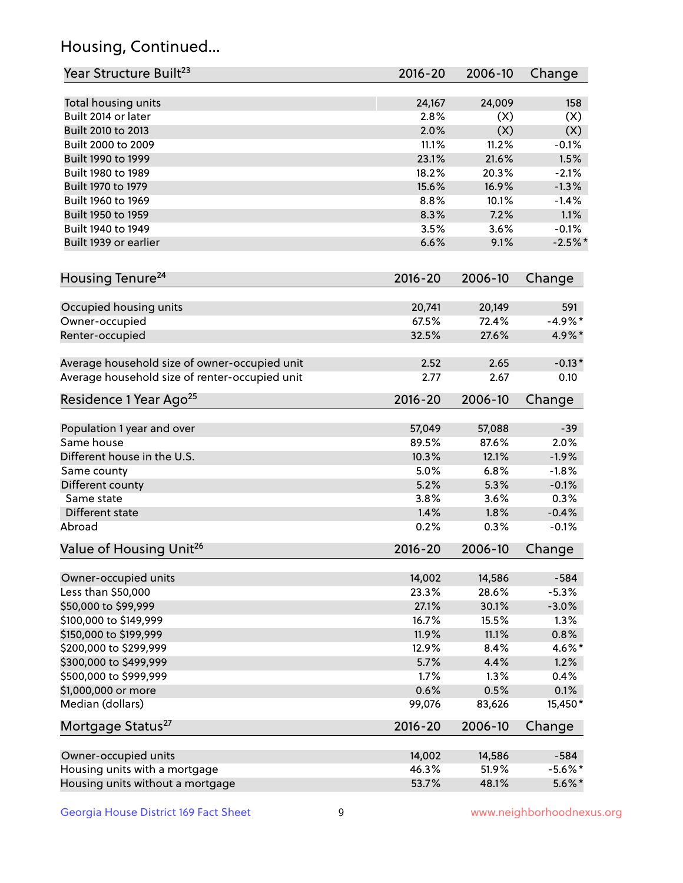## Housing, Continued...

| Year Structure Built[23] | 2016-20 | 2006-10 | Change |
|---|---|---|---|
| Total housing units | 24,167 | 24,009 | 158 |
| Built 2014 or later | 2.8% | (X) | (X) |
| Built 2010 to 2013 | 2.0% | (X) | (X) |
| Built 2000 to 2009 | 11.1% | 11.2% | -0.1% |
| Built 1990 to 1999 | 23.1% | 21.6% | 1.5% |
| Built 1980 to 1989 | 18.2% | 20.3% | -2.1% |
| Built 1970 to 1979 | 15.6% | 16.9% | -1.3% |
| Built 1960 to 1969 | 8.8% | 10.1% | -1.4% |
| Built 1950 to 1959 | 8.3% | 7.2% | 1.1% |
| Built 1940 to 1949 | 3.5% | 3.6% | -0.1% |
| Built 1939 or earlier | 6.6% | 9.1% | -2.5%* |

| Housing Tenure[24] | 2016-20 | 2006-10 | Change |
|---|---|---|---|
| Occupied housing units | 20,741 | 20,149 | 591 |
| Owner-occupied | 67.5% | 72.4% | -4.9%* |
| Renter-occupied | 32.5% | 27.6% | 4.9%* |
| Average household size of owner-occupied unit | 2.52 | 2.65 | -0.13* |
| Average household size of renter-occupied unit | 2.77 | 2.67 | 0.10 |

| Residence 1 Year Ago[25] | 2016-20 | 2006-10 | Change |
|---|---|---|---|
| Population 1 year and over | 57,049 | 57,088 | -39 |
| Same house | 89.5% | 87.6% | 2.0% |
| Different house in the U.S. | 10.3% | 12.1% | -1.9% |
| Same county | 5.0% | 6.8% | -1.8% |
| Different county | 5.2% | 5.3% | -0.1% |
| Same state | 3.8% | 3.6% | 0.3% |
| Different state | 1.4% | 1.8% | -0.4% |
| Abroad | 0.2% | 0.3% | -0.1% |

| Value of Housing Unit[26] | 2016-20 | 2006-10 | Change |
|---|---|---|---|
| Owner-occupied units | 14,002 | 14,586 | -584 |
| Less than $50,000 | 23.3% | 28.6% | -5.3% |
| $50,000 to $99,999 | 27.1% | 30.1% | -3.0% |
| $100,000 to $149,999 | 16.7% | 15.5% | 1.3% |
| $150,000 to $199,999 | 11.9% | 11.1% | 0.8% |
| $200,000 to $299,999 | 12.9% | 8.4% | 4.6%* |
| $300,000 to $499,999 | 5.7% | 4.4% | 1.2% |
| $500,000 to $999,999 | 1.7% | 1.3% | 0.4% |
| $1,000,000 or more | 0.6% | 0.5% | 0.1% |
| Median (dollars) | 99,076 | 83,626 | 15,450* |

| Mortgage Status[27] | 2016-20 | 2006-10 | Change |
|---|---|---|---|
| Owner-occupied units | 14,002 | 14,586 | -584 |
| Housing units with a mortgage | 46.3% | 51.9% | -5.6%* |
| Housing units without a mortgage | 53.7% | 48.1% | 5.6%* |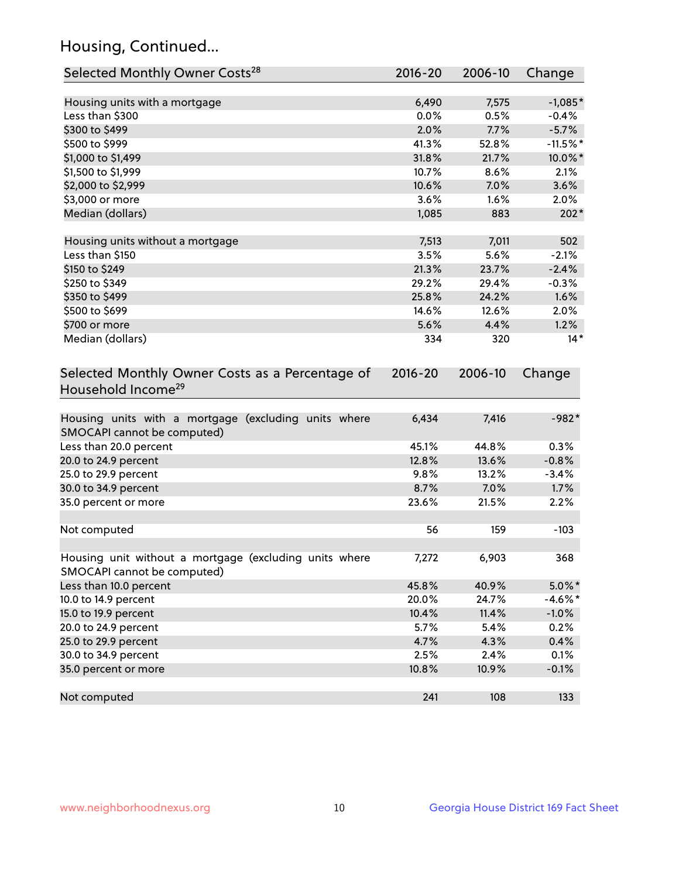## Housing, Continued...

| Selected Monthly Owner Costs[28] | 2016-20 | 2006-10 | Change |
|---|---|---|---|
| Housing units with a mortgage | 6,490 | 7,575 | -1,085* |
| Less than $300 | 0.0% | 0.5% | -0.4% |
| $300 to $499 | 2.0% | 7.7% | -5.7% |
| $500 to $999 | 41.3% | 52.8% | -11.5%* |
| $1,000 to $1,499 | 31.8% | 21.7% | 10.0%* |
| $1,500 to $1,999 | 10.7% | 8.6% | 2.1% |
| $2,000 to $2,999 | 10.6% | 7.0% | 3.6% |
| $3,000 or more | 3.6% | 1.6% | 2.0% |
| Median (dollars) | 1,085 | 883 | 202* |
| | | | |
| Housing units without a mortgage | 7,513 | 7,011 | 502 |
| Less than $150 | 3.5% | 5.6% | -2.1% |
| $150 to $249 | 21.3% | 23.7% | -2.4% |
| $250 to $349 | 29.2% | 29.4% | -0.3% |
| $350 to $499 | 25.8% | 24.2% | 1.6% |
| $500 to $699 | 14.6% | 12.6% | 2.0% |
| $700 or more | 5.6% | 4.4% | 1.2% |
| Median (dollars) | 334 | 320 | 14* |

| Selected Monthly Owner Costs as a Percentage of Household Income[29] | 2016-20 | 2006-10 | Change |
|---|---|---|---|
| Housing units with a mortgage (excluding units where SMOCAPI cannot be computed) | 6,434 | 7,416 | -982* |
| Less than 20.0 percent | 45.1% | 44.8% | 0.3% |
| 20.0 to 24.9 percent | 12.8% | 13.6% | -0.8% |
| 25.0 to 29.9 percent | 9.8% | 13.2% | -3.4% |
| 30.0 to 34.9 percent | 8.7% | 7.0% | 1.7% |
| 35.0 percent or more | 23.6% | 21.5% | 2.2% |
| | | | |
| Not computed | 56 | 159 | -103 |
| | | | |
| Housing unit without a mortgage (excluding units where SMOCAPI cannot be computed) | 7,272 | 6,903 | 368 |
| Less than 10.0 percent | 45.8% | 40.9% | 5.0%* |
| 10.0 to 14.9 percent | 20.0% | 24.7% | -4.6%* |
| 15.0 to 19.9 percent | 10.4% | 11.4% | -1.0% |
| 20.0 to 24.9 percent | 5.7% | 5.4% | 0.2% |
| 25.0 to 29.9 percent | 4.7% | 4.3% | 0.4% |
| 30.0 to 34.9 percent | 2.5% | 2.4% | 0.1% |
| 35.0 percent or more | 10.8% | 10.9% | -0.1% |
| | | | |
| Not computed | 241 | 108 | 133 |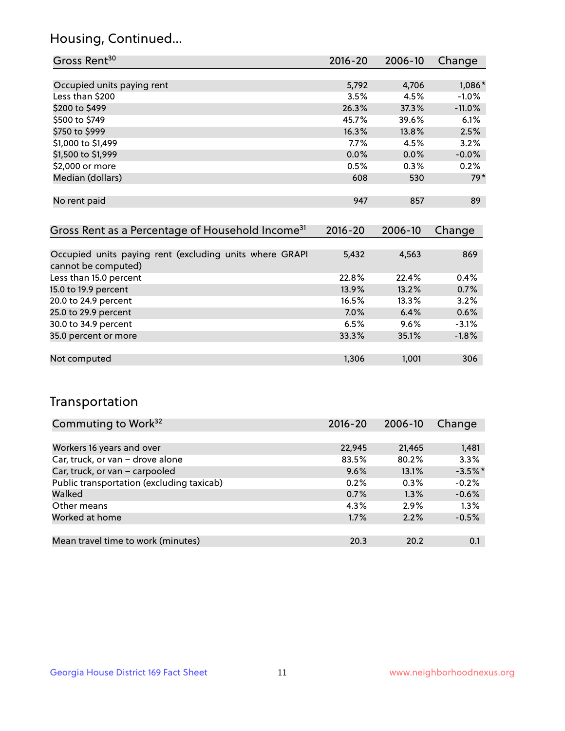## Housing, Continued...

| Gross Rent[30] | 2016-20 | 2006-10 | Change |
|---|---|---|---|
| Occupied units paying rent | 5,792 | 4,706 | 1,086* |
| Less than $200 | 3.5% | 4.5% | -1.0% |
| $200 to $499 | 26.3% | 37.3% | -11.0% |
| $500 to $749 | 45.7% | 39.6% | 6.1% |
| $750 to $999 | 16.3% | 13.8% | 2.5% |
| $1,000 to $1,499 | 7.7% | 4.5% | 3.2% |
| $1,500 to $1,999 | 0.0% | 0.0% | -0.0% |
| $2,000 or more | 0.5% | 0.3% | 0.2% |
| Median (dollars) | 608 | 530 | 79* |
| No rent paid | 947 | 857 | 89 |

| Gross Rent as a Percentage of Household Income[31] | 2016-20 | 2006-10 | Change |
|---|---|---|---|
| Occupied units paying rent (excluding units where GRAPI cannot be computed) | 5,432 | 4,563 | 869 |
| Less than 15.0 percent | 22.8% | 22.4% | 0.4% |
| 15.0 to 19.9 percent | 13.9% | 13.2% | 0.7% |
| 20.0 to 24.9 percent | 16.5% | 13.3% | 3.2% |
| 25.0 to 29.9 percent | 7.0% | 6.4% | 0.6% |
| 30.0 to 34.9 percent | 6.5% | 9.6% | -3.1% |
| 35.0 percent or more | 33.3% | 35.1% | -1.8% |
| Not computed | 1,306 | 1,001 | 306 |

## Transportation

| Commuting to Work[32] | 2016-20 | 2006-10 | Change |
|---|---|---|---|
| Workers 16 years and over | 22,945 | 21,465 | 1,481 |
| Car, truck, or van – drove alone | 83.5% | 80.2% | 3.3% |
| Car, truck, or van – carpooled | 9.6% | 13.1% | -3.5%* |
| Public transportation (excluding taxicab) | 0.2% | 0.3% | -0.2% |
| Walked | 0.7% | 1.3% | -0.6% |
| Other means | 4.3% | 2.9% | 1.3% |
| Worked at home | 1.7% | 2.2% | -0.5% |
| Mean travel time to work (minutes) | 20.3 | 20.2 | 0.1 |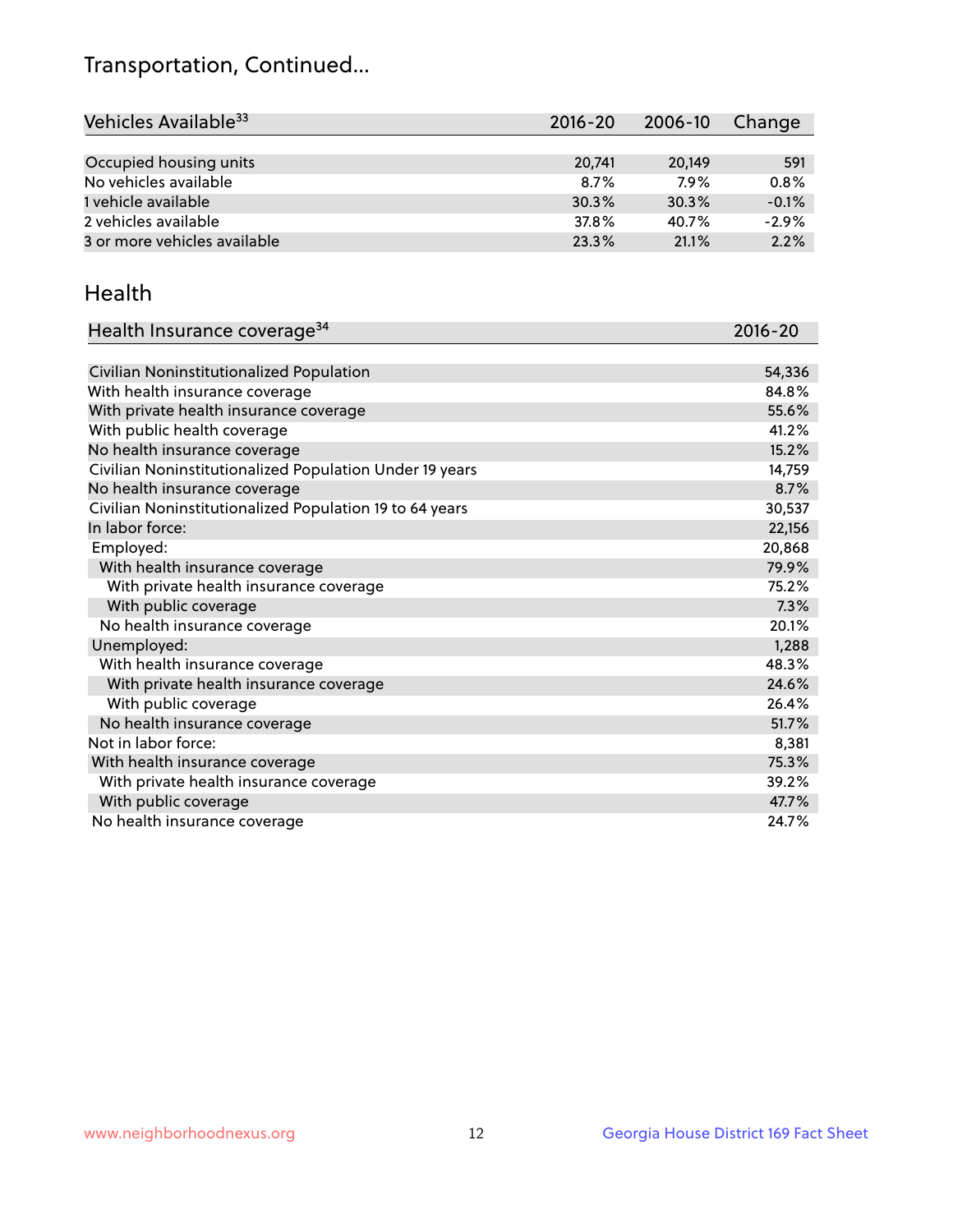# Transportation, Continued...

| Vehicles Available[33] | 2016-20 | 2006-10 | Change |
| --- | --- | --- | --- |
| Occupied housing units | 20,741 | 20,149 | 591 |
| No vehicles available | 8.7% | 7.9% | 0.8% |
| 1 vehicle available | 30.3% | 30.3% | -0.1% |
| 2 vehicles available | 37.8% | 40.7% | -2.9% |
| 3 or more vehicles available | 23.3% | 21.1% | 2.2% |

## Health

| Health Insurance coverage[34] | 2016-20 |
| --- | --- |
| Civilian Noninstitutionalized Population | 54,336 |
| With health insurance coverage | 84.8% |
| With private health insurance coverage | 55.6% |
| With public health coverage | 41.2% |
| No health insurance coverage | 15.2% |
| Civilian Noninstitutionalized Population Under 19 years | 14,759 |
| No health insurance coverage | 8.7% |
| Civilian Noninstitutionalized Population 19 to 64 years | 30,537 |
| In labor force: | 22,156 |
| Employed: | 20,868 |
| With health insurance coverage | 79.9% |
| With private health insurance coverage | 75.2% |
| With public coverage | 7.3% |
| No health insurance coverage | 20.1% |
| Unemployed: | 1,288 |
| With health insurance coverage | 48.3% |
| With private health insurance coverage | 24.6% |
| With public coverage | 26.4% |
| No health insurance coverage | 51.7% |
| Not in labor force: | 8,381 |
| With health insurance coverage | 75.3% |
| With private health insurance coverage | 39.2% |
| With public coverage | 47.7% |
| No health insurance coverage | 24.7% |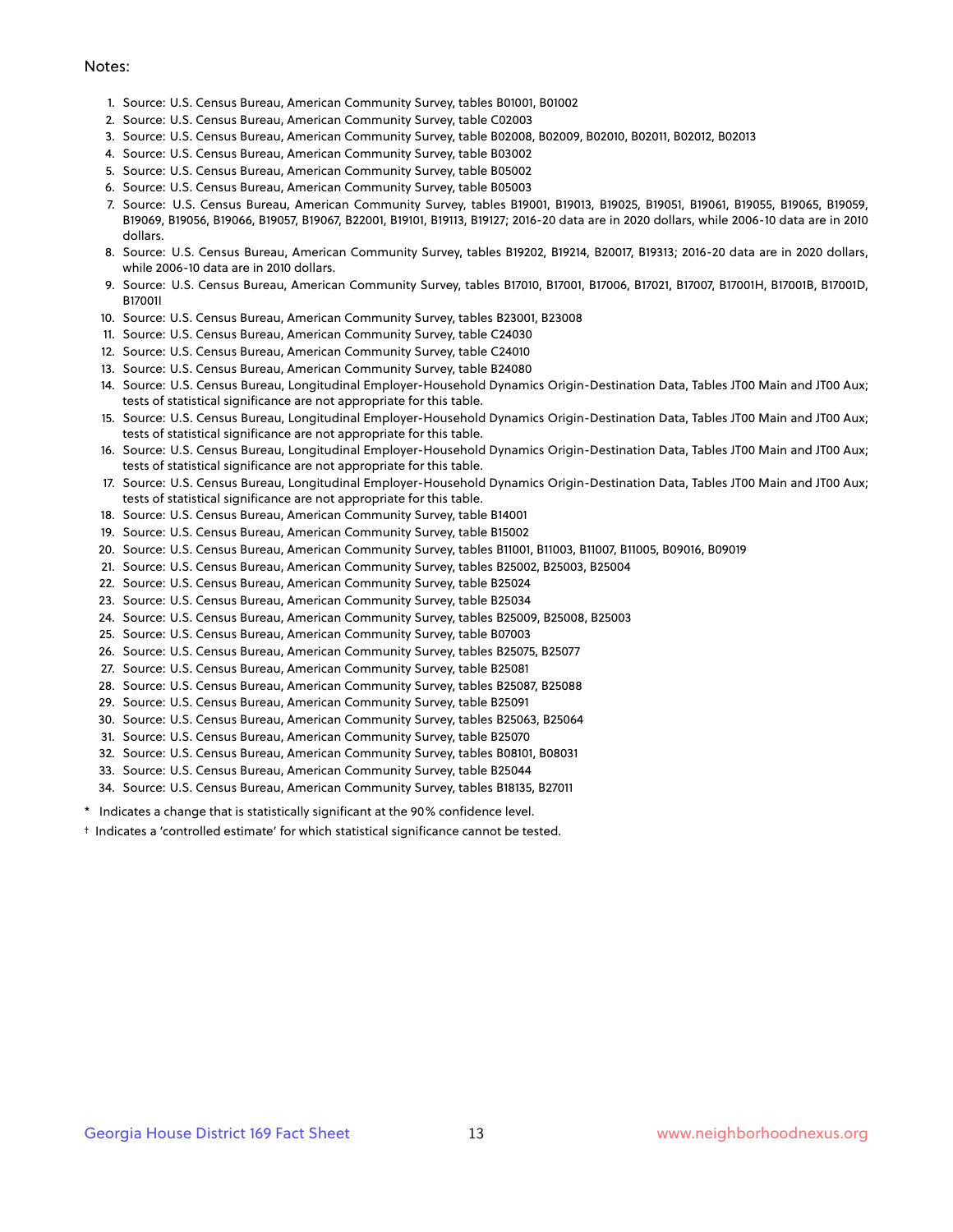Notes:

1. Source: U.S. Census Bureau, American Community Survey, tables B01001, B01002
2. Source: U.S. Census Bureau, American Community Survey, table C02003
3. Source: U.S. Census Bureau, American Community Survey, table B02008, B02009, B02010, B02011, B02012, B02013
4. Source: U.S. Census Bureau, American Community Survey, table B03002
5. Source: U.S. Census Bureau, American Community Survey, table B05002
6. Source: U.S. Census Bureau, American Community Survey, table B05003
7. Source: U.S. Census Bureau, American Community Survey, tables B19001, B19013, B19025, B19051, B19061, B19055, B19065, B19059, B19069, B19056, B19066, B19057, B19067, B22001, B19101, B19113, B19127; 2016-20 data are in 2020 dollars, while 2006-10 data are in 2010 dollars.
8. Source: U.S. Census Bureau, American Community Survey, tables B19202, B19214, B20017, B19313; 2016-20 data are in 2020 dollars, while 2006-10 data are in 2010 dollars.
9. Source: U.S. Census Bureau, American Community Survey, tables B17010, B17001, B17006, B17021, B17007, B17001H, B17001B, B17001D, B17001I
10. Source: U.S. Census Bureau, American Community Survey, tables B23001, B23008
11. Source: U.S. Census Bureau, American Community Survey, table C24030
12. Source: U.S. Census Bureau, American Community Survey, table C24010
13. Source: U.S. Census Bureau, American Community Survey, table B24080
14. Source: U.S. Census Bureau, Longitudinal Employer-Household Dynamics Origin-Destination Data, Tables JT00 Main and JT00 Aux; tests of statistical significance are not appropriate for this table.
15. Source: U.S. Census Bureau, Longitudinal Employer-Household Dynamics Origin-Destination Data, Tables JT00 Main and JT00 Aux; tests of statistical significance are not appropriate for this table.
16. Source: U.S. Census Bureau, Longitudinal Employer-Household Dynamics Origin-Destination Data, Tables JT00 Main and JT00 Aux; tests of statistical significance are not appropriate for this table.
17. Source: U.S. Census Bureau, Longitudinal Employer-Household Dynamics Origin-Destination Data, Tables JT00 Main and JT00 Aux; tests of statistical significance are not appropriate for this table.
18. Source: U.S. Census Bureau, American Community Survey, table B14001
19. Source: U.S. Census Bureau, American Community Survey, table B15002
20. Source: U.S. Census Bureau, American Community Survey, tables B11001, B11003, B11007, B11005, B09016, B09019
21. Source: U.S. Census Bureau, American Community Survey, tables B25002, B25003, B25004
22. Source: U.S. Census Bureau, American Community Survey, table B25024
23. Source: U.S. Census Bureau, American Community Survey, table B25034
24. Source: U.S. Census Bureau, American Community Survey, tables B25009, B25008, B25003
25. Source: U.S. Census Bureau, American Community Survey, table B07003
26. Source: U.S. Census Bureau, American Community Survey, tables B25075, B25077
27. Source: U.S. Census Bureau, American Community Survey, table B25081
28. Source: U.S. Census Bureau, American Community Survey, tables B25087, B25088
29. Source: U.S. Census Bureau, American Community Survey, table B25091
30. Source: U.S. Census Bureau, American Community Survey, tables B25063, B25064
31. Source: U.S. Census Bureau, American Community Survey, table B25070
32. Source: U.S. Census Bureau, American Community Survey, tables B08101, B08031
33. Source: U.S. Census Bureau, American Community Survey, table B25044
34. Source: U.S. Census Bureau, American Community Survey, tables B18135, B27011

\* Indicates a change that is statistically significant at the 90% confidence level.

† Indicates a 'controlled estimate' for which statistical significance cannot be tested.